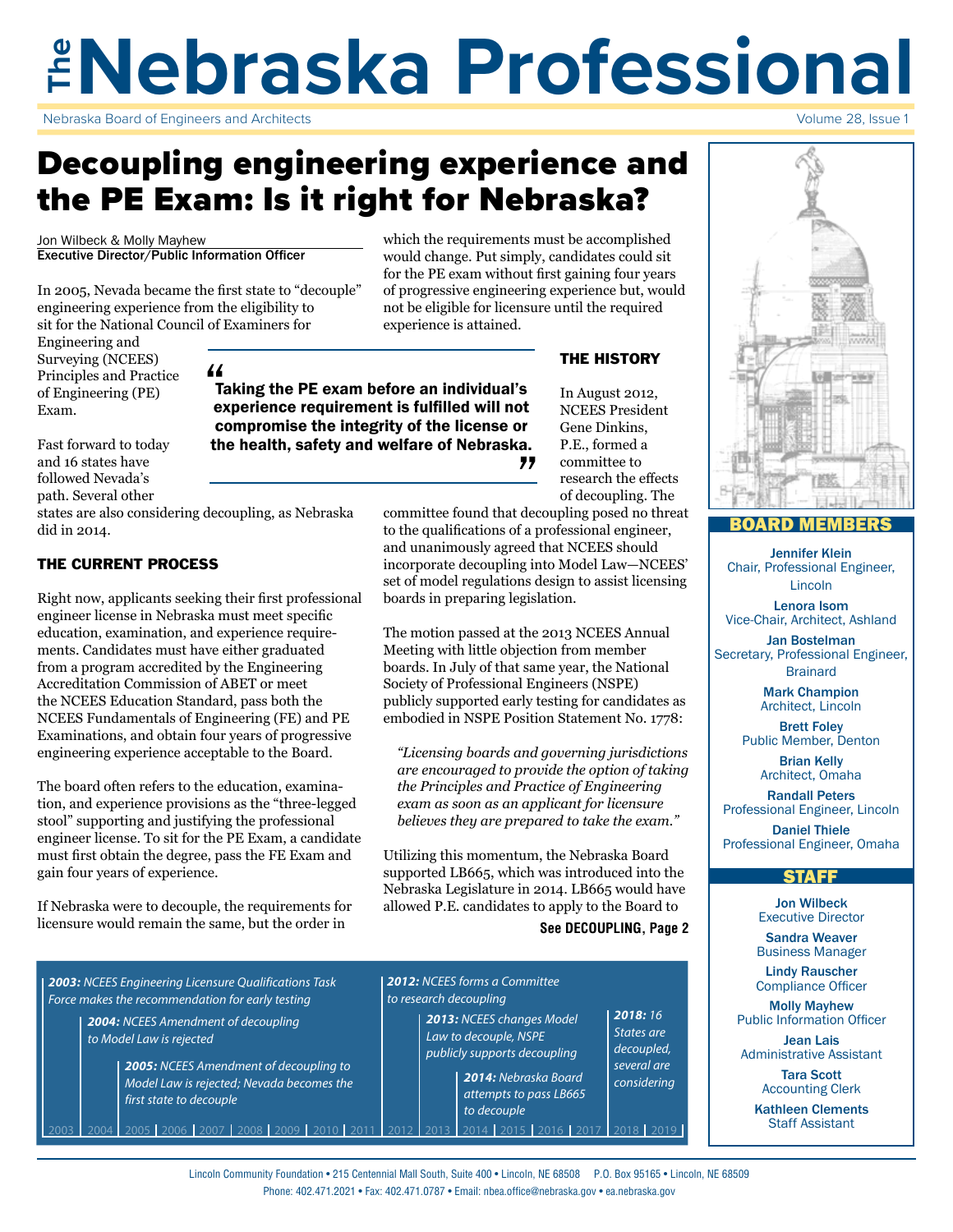# The Nebraska Professional

Nebraska Board of Engineers and Architects

## Decoupling engineering experience and the PE Exam: Is it right for Nebraska?

Jon Wilbeck & Molly Mayhew
**Executive Director/Public Information Officer**

In 2005, Nevada became the first state to "decouple" engineering experience from the eligibility to sit for the National Council of Examiners for Engineering and Surveying (NCEES) Principles and Practice of Engineering (PE) Exam.

Fast forward to today and 16 states have followed Nevada's path. Several other states are also considering decoupling, as Nebraska did in 2014.

> **"Taking the PE exam before an individual's experience requirement is fulfilled will not compromise the integrity of the license or the health, safety and welfare of Nebraska."**

### THE CURRENT PROCESS

Right now, applicants seeking their first professional engineer license in Nebraska must meet specific education, examination, and experience requirements. Candidates must have either graduated from a program accredited by the Engineering Accreditation Commission of ABET or meet the NCEES Education Standard, pass both the NCEES Fundamentals of Engineering (FE) and PE Examinations, and obtain four years of progressive engineering experience acceptable to the Board.

The board often refers to the education, examination, and experience provisions as the "three-legged stool" supporting and justifying the professional engineer license. To sit for the PE Exam, a candidate must first obtain the degree, pass the FE Exam and gain four years of experience.

If Nebraska were to decouple, the requirements for licensure would remain the same, but the order in which the requirements must be accomplished would change. Put simply, candidates could sit for the PE exam without first gaining four years of progressive engineering experience but, would not be eligible for licensure until the required experience is attained.

### THE HISTORY

In August 2012, NCEES President Gene Dinkins, P.E., formed a committee to research the effects of decoupling. The committee found that decoupling posed no threat to the qualifications of a professional engineer, and unanimously agreed that NCEES should incorporate decoupling into Model Law—NCEES' set of model regulations design to assist licensing boards in preparing legislation.

The motion passed at the 2013 NCEES Annual Meeting with little objection from member boards. In July of that same year, the National Society of Professional Engineers (NSPE) publicly supported early testing for candidates as embodied in NSPE Position Statement No. 1778:

*"Licensing boards and governing jurisdictions are encouraged to provide the option of taking the Principles and Practice of Engineering exam as soon as an applicant for licensure believes they are prepared to take the exam."*

Utilizing this momentum, the Nebraska Board supported LB665, which was introduced into the Nebraska Legislature in 2014. LB665 would have allowed P.E. candidates to apply to the Board to

**See DECOUPLING, Page 2**

***2003:*** *NCEES Engineering Licensure Qualifications Task Force makes the recommendation for early testing*

***2004:*** *NCEES Amendment of decoupling to Model Law is rejected*

***2005:*** *NCEES Amendment of decoupling to Model Law is rejected; Nevada becomes the first state to decouple*

***2012:*** *NCEES forms a Committee to research decoupling*

***2013:*** *NCEES changes Model Law to decouple, NSPE publicly supports decoupling*

***2014:*** *Nebraska Board attempts to pass LB665 to decouple*

***2018:*** *16 States are decoupled, several are considering*

2003 | 2004 | 2005 | 2006 | 2007 | 2008 | 2009 | 2010 | 2011 | 2012 | 2013 | 2014 | 2015 | 2016 | 2017 | 2018 | 2019

### BOARD MEMBERS

**Jennifer Klein**
Chair, Professional Engineer, Lincoln

**Lenora Isom**
Vice-Chair, Architect, Ashland

**Jan Bostelman**
Secretary, Professional Engineer, Brainard

**Mark Champion**
Architect, Lincoln

**Brett Foley**
Public Member, Denton

**Brian Kelly**
Architect, Omaha

**Randall Peters**
Professional Engineer, Lincoln

**Daniel Thiele**
Professional Engineer, Omaha

### STAFF

**Jon Wilbeck**
Executive Director

**Sandra Weaver**
Business Manager

**Lindy Rauscher**
Compliance Officer

**Molly Mayhew**
Public Information Officer

**Jean Lais**
Administrative Assistant

**Tara Scott**
Accounting Clerk

**Kathleen Clements**
Staff Assistant

Lincoln Community Foundation • 215 Centennial Mall South, Suite 400 • Lincoln, NE 68508 P.O. Box 95165 • Lincoln, NE 68509
Phone: 402.471.2021 • Fax: 402.471.0787 • Email: nbea.office@nebraska.gov • ea.nebraska.gov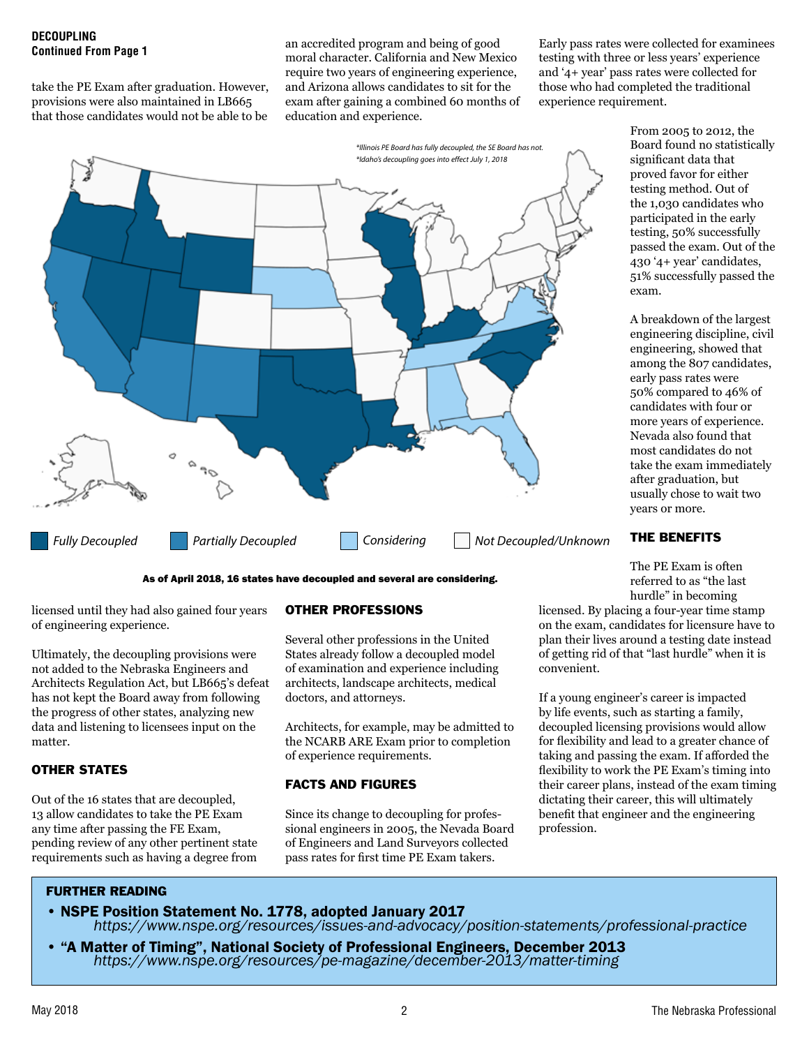**DECOUPLING**
**Continued From Page 1**

take the PE Exam after graduation. However, provisions were also maintained in LB665 that those candidates would not be able to be licensed until they had also gained four years of engineering experience.

Ultimately, the decoupling provisions were not added to the Nebraska Engineers and Architects Regulation Act, but LB665's defeat has not kept the Board away from following the progress of other states, analyzing new data and listening to licensees input on the matter.

## OTHER STATES

Out of the 16 states that are decoupled, 13 allow candidates to take the PE Exam any time after passing the FE Exam, pending review of any other pertinent state requirements such as having a degree from an accredited program and being of good moral character. California and New Mexico require two years of engineering experience, and Arizona allows candidates to sit for the exam after gaining a combined 60 months of education and experience.

*Illinois PE Board has fully decoupled, the SE Board has not.
*Idaho's decoupling goes into effect July 1, 2018

Fully Decoupled | Partially Decoupled | Considering | Not Decoupled/Unknown

**As of April 2018, 16 states have decoupled and several are considering.**

## OTHER PROFESSIONS

Several other professions in the United States already follow a decoupled model of examination and experience including architects, landscape architects, medical doctors, and attorneys.

Architects, for example, may be admitted to the NCARB ARE Exam prior to completion of experience requirements.

## FACTS AND FIGURES

Since its change to decoupling for professional engineers in 2005, the Nevada Board of Engineers and Land Surveyors collected pass rates for first time PE Exam takers. Early pass rates were collected for examinees testing with three or less years' experience and '4+ year' pass rates were collected for those who had completed the traditional experience requirement.

From 2005 to 2012, the Board found no statistically significant data that proved favor for either testing method. Out of the 1,030 candidates who participated in the early testing, 50% successfully passed the exam. Out of the 430 '4+ year' candidates, 51% successfully passed the exam.

A breakdown of the largest engineering discipline, civil engineering, showed that among the 807 candidates, early pass rates were 50% compared to 46% of candidates with four or more years of experience. Nevada also found that most candidates do not take the exam immediately after graduation, but usually chose to wait two years or more.

## THE BENEFITS

The PE Exam is often referred to as "the last hurdle" in becoming licensed. By placing a four-year time stamp on the exam, candidates for licensure have to plan their lives around a testing date instead of getting rid of that "last hurdle" when it is convenient.

If a young engineer's career is impacted by life events, such as starting a family, decoupled licensing provisions would allow for flexibility and lead to a greater chance of taking and passing the exam. If afforded the flexibility to work the PE Exam's timing into their career plans, instead of the exam timing dictating their career, this will ultimately benefit that engineer and the engineering profession.

## FURTHER READING

- **NSPE Position Statement No. 1778, adopted January 2017**
  *https://www.nspe.org/resources/issues-and-advocacy/position-statements/professional-practice*
- **"A Matter of Timing", National Society of Professional Engineers, December 2013**
  *https://www.nspe.org/resources/pe-magazine/december-2013/matter-timing*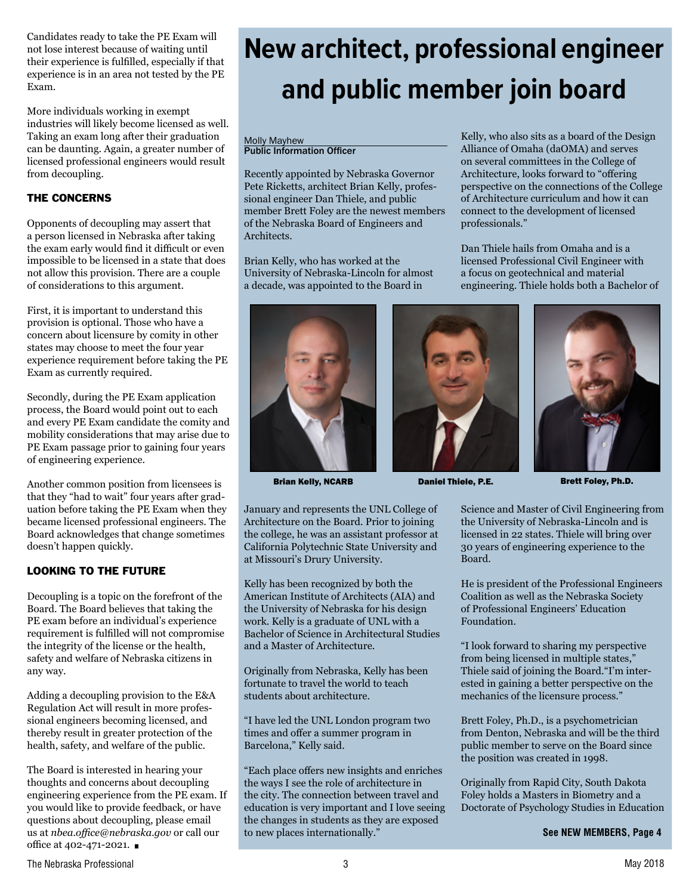Candidates ready to take the PE Exam will not lose interest because of waiting until their experience is fulfilled, especially if that experience is in an area not tested by the PE Exam.

More individuals working in exempt industries will likely become licensed as well. Taking an exam long after their graduation can be daunting. Again, a greater number of licensed professional engineers would result from decoupling.

### THE CONCERNS

Opponents of decoupling may assert that a person licensed in Nebraska after taking the exam early would find it difficult or even impossible to be licensed in a state that does not allow this provision. There are a couple of considerations to this argument.

First, it is important to understand this provision is optional. Those who have a concern about licensure by comity in other states may choose to meet the four year experience requirement before taking the PE Exam as currently required.

Secondly, during the PE Exam application process, the Board would point out to each and every PE Exam candidate the comity and mobility considerations that may arise due to PE Exam passage prior to gaining four years of engineering experience.

Another common position from licensees is that they "had to wait" four years after graduation before taking the PE Exam when they became licensed professional engineers. The Board acknowledges that change sometimes doesn't happen quickly.

### LOOKING TO THE FUTURE

Decoupling is a topic on the forefront of the Board. The Board believes that taking the PE exam before an individual's experience requirement is fulfilled will not compromise the integrity of the license or the health, safety and welfare of Nebraska citizens in any way.

Adding a decoupling provision to the E&A Regulation Act will result in more professional engineers becoming licensed, and thereby result in greater protection of the health, safety, and welfare of the public.

The Board is interested in hearing your thoughts and concerns about decoupling engineering experience from the PE exam. If you would like to provide feedback, or have questions about decoupling, please email us at *nbea.office@nebraska.gov* or call our office at 402-471-2021. ■

# New architect, professional engineer and public member join board

Molly Mayhew
**Public Information Officer**

Recently appointed by Nebraska Governor Pete Ricketts, architect Brian Kelly, professional engineer Dan Thiele, and public member Brett Foley are the newest members of the Nebraska Board of Engineers and Architects.

Brian Kelly, who has worked at the University of Nebraska-Lincoln for almost a decade, was appointed to the Board in January and represents the UNL College of Architecture on the Board. Prior to joining the college, he was an assistant professor at California Polytechnic State University and at Missouri's Drury University.

**Brian Kelly, NCARB** | **Daniel Thiele, P.E.** | **Brett Foley, Ph.D.**

Kelly has been recognized by both the American Institute of Architects (AIA) and the University of Nebraska for his design work. Kelly is a graduate of UNL with a Bachelor of Science in Architectural Studies and a Master of Architecture.

Originally from Nebraska, Kelly has been fortunate to travel the world to teach students about architecture.

"I have led the UNL London program two times and offer a summer program in Barcelona," Kelly said.

"Each place offers new insights and enriches the ways I see the role of architecture in the city. The connection between travel and education is very important and I love seeing the changes in students as they are exposed to new places internationally."

Kelly, who also sits as a board of the Design Alliance of Omaha (daOMA) and serves on several committees in the College of Architecture, looks forward to "offering perspective on the connections of the College of Architecture curriculum and how it can connect to the development of licensed professionals."

Dan Thiele hails from Omaha and is a licensed Professional Civil Engineer with a focus on geotechnical and material engineering. Thiele holds both a Bachelor of Science and Master of Civil Engineering from the University of Nebraska-Lincoln and is licensed in 22 states. Thiele will bring over 30 years of engineering experience to the Board.

He is president of the Professional Engineers Coalition as well as the Nebraska Society of Professional Engineers' Education Foundation.

"I look forward to sharing my perspective from being licensed in multiple states," Thiele said of joining the Board."I'm interested in gaining a better perspective on the mechanics of the licensure process."

Brett Foley, Ph.D., is a psychometrician from Denton, Nebraska and will be the third public member to serve on the Board since the position was created in 1998.

Originally from Rapid City, South Dakota Foley holds a Masters in Biometry and a Doctorate of Psychology Studies in Education

**See NEW MEMBERS, Page 4**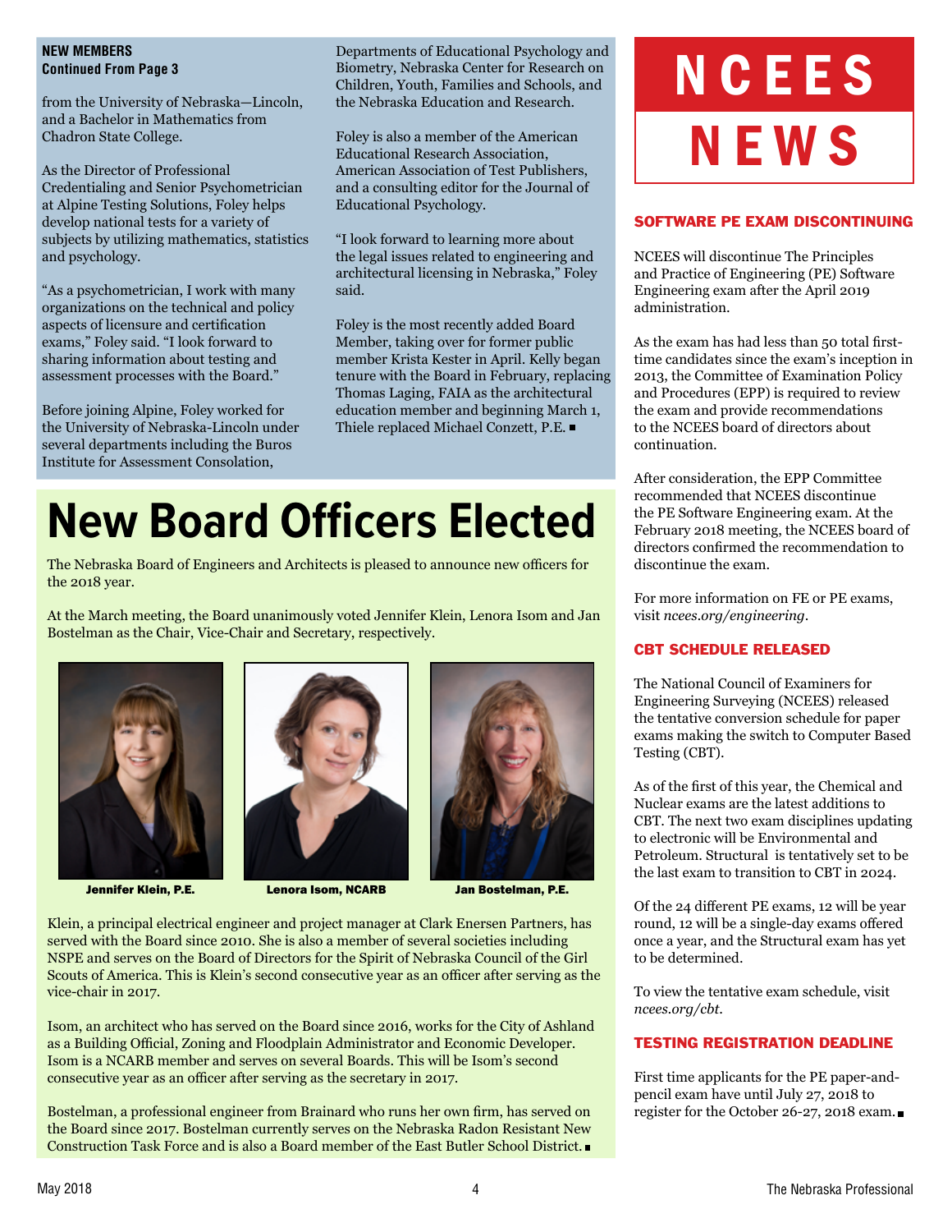**NEW MEMBERS**
**Continued From Page 3**

from the University of Nebraska—Lincoln, and a Bachelor in Mathematics from Chadron State College.

As the Director of Professional Credentialing and Senior Psychometrician at Alpine Testing Solutions, Foley helps develop national tests for a variety of subjects by utilizing mathematics, statistics and psychology.

"As a psychometrician, I work with many organizations on the technical and policy aspects of licensure and certification exams," Foley said. "I look forward to sharing information about testing and assessment processes with the Board."

Before joining Alpine, Foley worked for the University of Nebraska-Lincoln under several departments including the Buros Institute for Assessment Consolation, Departments of Educational Psychology and Biometry, Nebraska Center for Research on Children, Youth, Families and Schools, and the Nebraska Education and Research.

Foley is also a member of the American Educational Research Association, American Association of Test Publishers, and a consulting editor for the Journal of Educational Psychology.

"I look forward to learning more about the legal issues related to engineering and architectural licensing in Nebraska," Foley said.

Foley is the most recently added Board Member, taking over for former public member Krista Kester in April. Kelly began tenure with the Board in February, replacing Thomas Laging, FAIA as the architectural education member and beginning March 1, Thiele replaced Michael Conzett, P.E. ■

# New Board Officers Elected

The Nebraska Board of Engineers and Architects is pleased to announce new officers for the 2018 year.

At the March meeting, the Board unanimously voted Jennifer Klein, Lenora Isom and Jan Bostelman as the Chair, Vice-Chair and Secretary, respectively.

**Jennifer Klein, P.E.** **Lenora Isom, NCARB** **Jan Bostelman, P.E.**

Klein, a principal electrical engineer and project manager at Clark Enersen Partners, has served with the Board since 2010. She is also a member of several societies including NSPE and serves on the Board of Directors for the Spirit of Nebraska Council of the Girl Scouts of America. This is Klein's second consecutive year as an officer after serving as the vice-chair in 2017.

Isom, an architect who has served on the Board since 2016, works for the City of Ashland as a Building Official, Zoning and Floodplain Administrator and Economic Developer. Isom is a NCARB member and serves on several Boards. This will be Isom's second consecutive year as an officer after serving as the secretary in 2017.

Bostelman, a professional engineer from Brainard who runs her own firm, has served on the Board since 2017. Bostelman currently serves on the Nebraska Radon Resistant New Construction Task Force and is also a Board member of the East Butler School District. ■

# NCEES NEWS

## SOFTWARE PE EXAM DISCONTINUING

NCEES will discontinue The Principles and Practice of Engineering (PE) Software Engineering exam after the April 2019 administration.

As the exam has had less than 50 total first-time candidates since the exam's inception in 2013, the Committee of Examination Policy and Procedures (EPP) is required to review the exam and provide recommendations to the NCEES board of directors about continuation.

After consideration, the EPP Committee recommended that NCEES discontinue the PE Software Engineering exam. At the February 2018 meeting, the NCEES board of directors confirmed the recommendation to discontinue the exam.

For more information on FE or PE exams, visit *ncees.org/engineering*.

## CBT SCHEDULE RELEASED

The National Council of Examiners for Engineering Surveying (NCEES) released the tentative conversion schedule for paper exams making the switch to Computer Based Testing (CBT).

As of the first of this year, the Chemical and Nuclear exams are the latest additions to CBT. The next two exam disciplines updating to electronic will be Environmental and Petroleum. Structural is tentatively set to be the last exam to transition to CBT in 2024.

Of the 24 different PE exams, 12 will be year round, 12 will be a single-day exams offered once a year, and the Structural exam has yet to be determined.

To view the tentative exam schedule, visit *ncees.org/cbt*.

## TESTING REGISTRATION DEADLINE

First time applicants for the PE paper-and-pencil exam have until July 27, 2018 to register for the October 26-27, 2018 exam. ■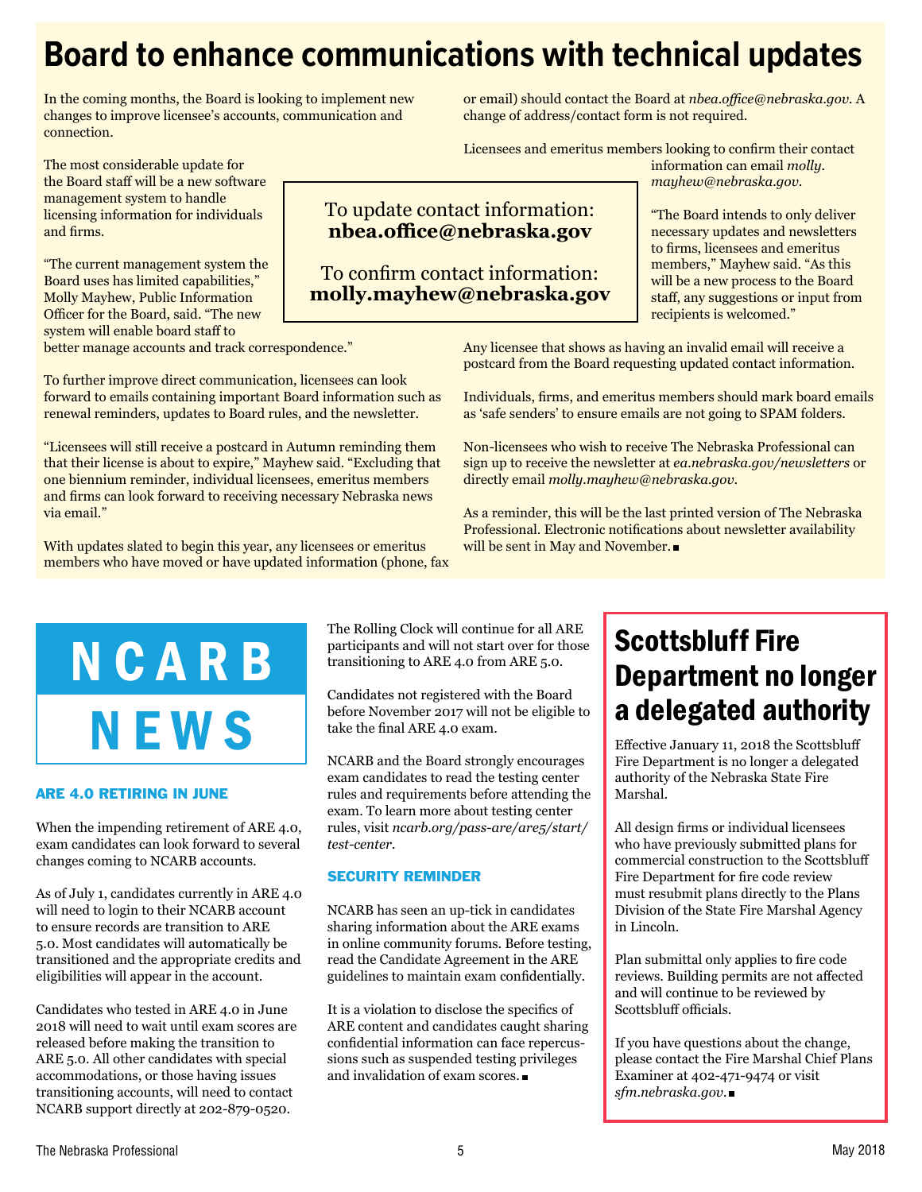# Board to enhance communications with technical updates

In the coming months, the Board is looking to implement new changes to improve licensee's accounts, communication and connection.

The most considerable update for the Board staff will be a new software management system to handle licensing information for individuals and firms.

"The current management system the Board uses has limited capabilities," Molly Mayhew, Public Information Officer for the Board, said. "The new system will enable board staff to better manage accounts and track correspondence."

To further improve direct communication, licensees can look forward to emails containing important Board information such as renewal reminders, updates to Board rules, and the newsletter.

"Licensees will still receive a postcard in Autumn reminding them that their license is about to expire," Mayhew said. "Excluding that one biennium reminder, individual licensees, emeritus members and firms can look forward to receiving necessary Nebraska news via email."

With updates slated to begin this year, any licensees or emeritus members who have moved or have updated information (phone, fax or email) should contact the Board at *nbea.office@nebraska.gov*. A change of address/contact form is not required.

Licensees and emeritus members looking to confirm their contact information can email *molly.mayhew@nebraska.gov*.

> To update contact information:
> **nbea.office@nebraska.gov**
>
> To confirm contact information:
> **molly.mayhew@nebraska.gov**

"The Board intends to only deliver necessary updates and newsletters to firms, licensees and emeritus members," Mayhew said. "As this will be a new process to the Board staff, any suggestions or input from recipients is welcomed."

Any licensee that shows as having an invalid email will receive a postcard from the Board requesting updated contact information.

Individuals, firms, and emeritus members should mark board emails as 'safe senders' to ensure emails are not going to SPAM folders.

Non-licensees who wish to receive The Nebraska Professional can sign up to receive the newsletter at *ea.nebraska.gov/newsletters* or directly email *molly.mayhew@nebraska.gov*.

As a reminder, this will be the last printed version of The Nebraska Professional. Electronic notifications about newsletter availability will be sent in May and November.

# NCARB NEWS

### ARE 4.0 RETIRING IN JUNE

When the impending retirement of ARE 4.0, exam candidates can look forward to several changes coming to NCARB accounts.

As of July 1, candidates currently in ARE 4.0 will need to login to their NCARB account to ensure records are transition to ARE 5.0. Most candidates will automatically be transitioned and the appropriate credits and eligibilities will appear in the account.

Candidates who tested in ARE 4.0 in June 2018 will need to wait until exam scores are released before making the transition to ARE 5.0. All other candidates with special accommodations, or those having issues transitioning accounts, will need to contact NCARB support directly at 202-879-0520.

The Rolling Clock will continue for all ARE participants and will not start over for those transitioning to ARE 4.0 from ARE 5.0.

Candidates not registered with the Board before November 2017 will not be eligible to take the final ARE 4.0 exam.

NCARB and the Board strongly encourages exam candidates to read the testing center rules and requirements before attending the exam. To learn more about testing center rules, visit *ncarb.org/pass-are/are5/start/test-center*.

### SECURITY REMINDER

NCARB has seen an up-tick in candidates sharing information about the ARE exams in online community forums. Before testing, read the Candidate Agreement in the ARE guidelines to maintain exam confidentially.

It is a violation to disclose the specifics of ARE content and candidates caught sharing confidential information can face repercussions such as suspended testing privileges and invalidation of exam scores.

# Scottsbluff Fire Department no longer a delegated authority

Effective January 11, 2018 the Scottsbluff Fire Department is no longer a delegated authority of the Nebraska State Fire Marshal.

All design firms or individual licensees who have previously submitted plans for commercial construction to the Scottsbluff Fire Department for fire code review must resubmit plans directly to the Plans Division of the State Fire Marshal Agency in Lincoln.

Plan submittal only applies to fire code reviews. Building permits are not affected and will continue to be reviewed by Scottsbluff officials.

If you have questions about the change, please contact the Fire Marshal Chief Plans Examiner at 402-471-9474 or visit *sfm.nebraska.gov*.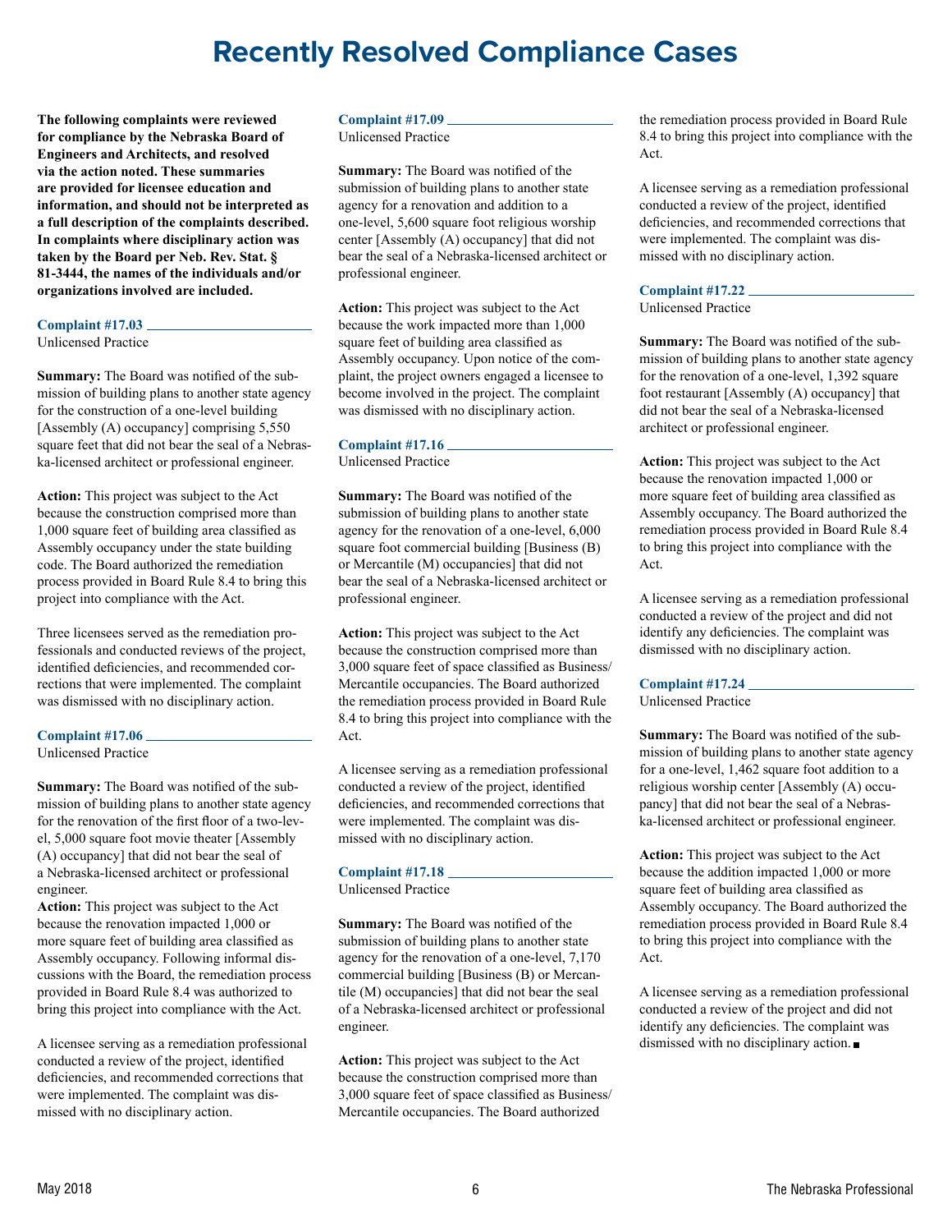# Recently Resolved Compliance Cases

**The following complaints were reviewed for compliance by the Nebraska Board of Engineers and Architects, and resolved via the action noted. These summaries are provided for licensee education and information, and should not be interpreted as a full description of the complaints described. In complaints where disciplinary action was taken by the Board per Neb. Rev. Stat. § 81-3444, the names of the individuals and/or organizations involved are included.**

### Complaint #17.03

Unlicensed Practice

**Summary:** The Board was notified of the submission of building plans to another state agency for the construction of a one-level building [Assembly (A) occupancy] comprising 5,550 square feet that did not bear the seal of a Nebraska-licensed architect or professional engineer.

**Action:** This project was subject to the Act because the construction comprised more than 1,000 square feet of building area classified as Assembly occupancy under the state building code. The Board authorized the remediation process provided in Board Rule 8.4 to bring this project into compliance with the Act.

Three licensees served as the remediation professionals and conducted reviews of the project, identified deficiencies, and recommended corrections that were implemented. The complaint was dismissed with no disciplinary action.

### Complaint #17.06

Unlicensed Practice

**Summary:** The Board was notified of the submission of building plans to another state agency for the renovation of the first floor of a two-level, 5,000 square foot movie theater [Assembly (A) occupancy] that did not bear the seal of a Nebraska-licensed architect or professional engineer.

**Action:** This project was subject to the Act because the renovation impacted 1,000 or more square feet of building area classified as Assembly occupancy. Following informal discussions with the Board, the remediation process provided in Board Rule 8.4 was authorized to bring this project into compliance with the Act.

A licensee serving as a remediation professional conducted a review of the project, identified deficiencies, and recommended corrections that were implemented. The complaint was dismissed with no disciplinary action.

### Complaint #17.09

Unlicensed Practice

**Summary:** The Board was notified of the submission of building plans to another state agency for a renovation and addition to a one-level, 5,600 square foot religious worship center [Assembly (A) occupancy] that did not bear the seal of a Nebraska-licensed architect or professional engineer.

**Action:** This project was subject to the Act because the work impacted more than 1,000 square feet of building area classified as Assembly occupancy. Upon notice of the complaint, the project owners engaged a licensee to become involved in the project. The complaint was dismissed with no disciplinary action.

### Complaint #17.16

Unlicensed Practice

**Summary:** The Board was notified of the submission of building plans to another state agency for the renovation of a one-level, 6,000 square foot commercial building [Business (B) or Mercantile (M) occupancies] that did not bear the seal of a Nebraska-licensed architect or professional engineer.

**Action:** This project was subject to the Act because the construction comprised more than 3,000 square feet of space classified as Business/Mercantile occupancies. The Board authorized the remediation process provided in Board Rule 8.4 to bring this project into compliance with the Act.

A licensee serving as a remediation professional conducted a review of the project, identified deficiencies, and recommended corrections that were implemented. The complaint was dismissed with no disciplinary action.

### Complaint #17.18

Unlicensed Practice

**Summary:** The Board was notified of the submission of building plans to another state agency for the renovation of a one-level, 7,170 commercial building [Business (B) or Mercantile (M) occupancies] that did not bear the seal of a Nebraska-licensed architect or professional engineer.

**Action:** This project was subject to the Act because the construction comprised more than 3,000 square feet of space classified as Business/Mercantile occupancies. The Board authorized the remediation process provided in Board Rule 8.4 to bring this project into compliance with the Act.

A licensee serving as a remediation professional conducted a review of the project, identified deficiencies, and recommended corrections that were implemented. The complaint was dismissed with no disciplinary action.

### Complaint #17.22

Unlicensed Practice

**Summary:** The Board was notified of the submission of building plans to another state agency for the renovation of a one-level, 1,392 square foot restaurant [Assembly (A) occupancy] that did not bear the seal of a Nebraska-licensed architect or professional engineer.

**Action:** This project was subject to the Act because the renovation impacted 1,000 or more square feet of building area classified as Assembly occupancy. The Board authorized the remediation process provided in Board Rule 8.4 to bring this project into compliance with the Act.

A licensee serving as a remediation professional conducted a review of the project and did not identify any deficiencies. The complaint was dismissed with no disciplinary action.

### Complaint #17.24

Unlicensed Practice

**Summary:** The Board was notified of the submission of building plans to another state agency for a one-level, 1,462 square foot addition to a religious worship center [Assembly (A) occupancy] that did not bear the seal of a Nebraska-licensed architect or professional engineer.

**Action:** This project was subject to the Act because the addition impacted 1,000 or more square feet of building area classified as Assembly occupancy. The Board authorized the remediation process provided in Board Rule 8.4 to bring this project into compliance with the Act.

A licensee serving as a remediation professional conducted a review of the project and did not identify any deficiencies. The complaint was dismissed with no disciplinary action. ■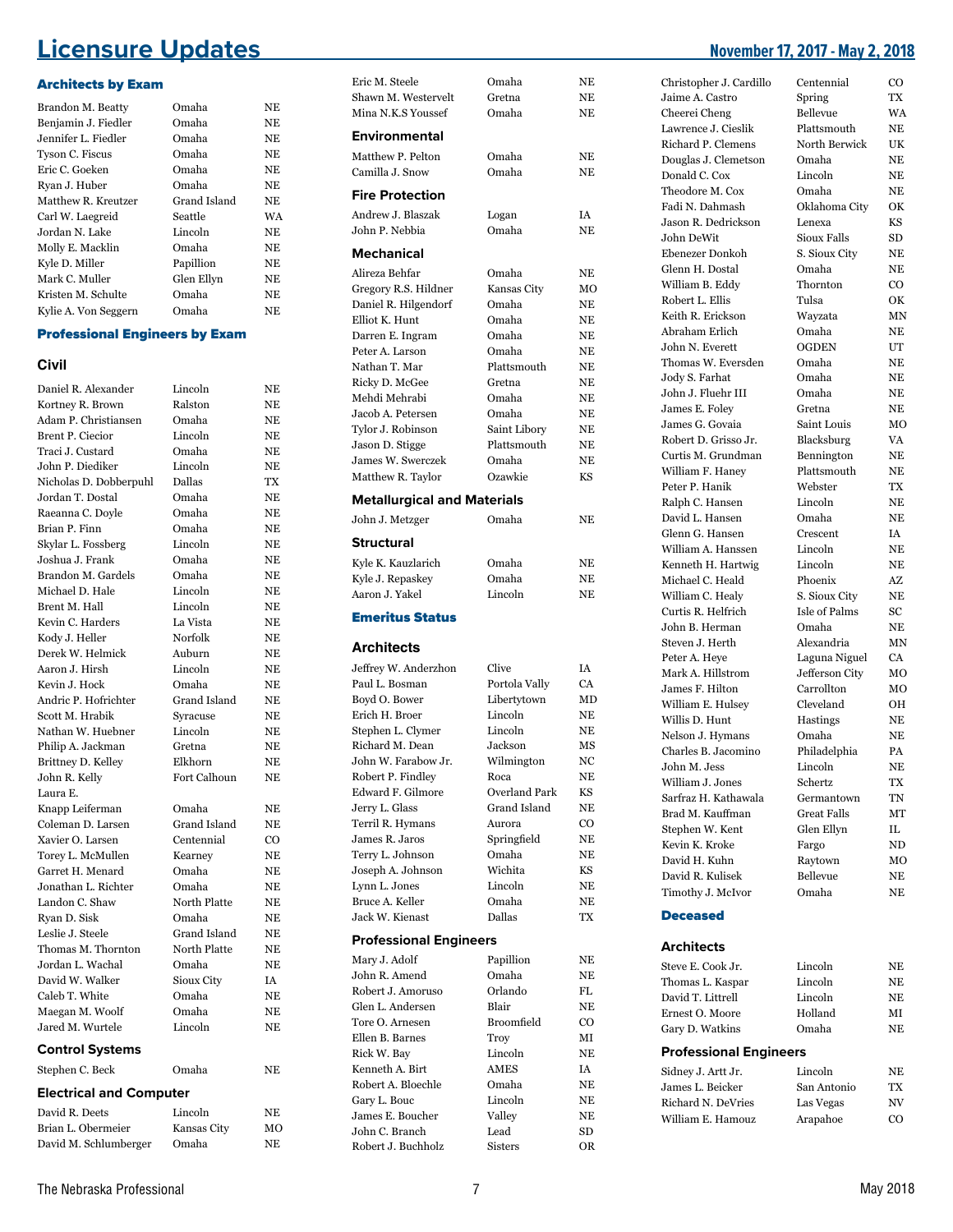# Licensure Updates

November 17, 2017 - May 2, 2018

## Architects by Exam

| Name | City | State |
|---|---|---|
| Brandon M. Beatty | Omaha | NE |
| Benjamin J. Fiedler | Omaha | NE |
| Jennifer L. Fiedler | Omaha | NE |
| Tyson C. Fiscus | Omaha | NE |
| Eric C. Goeken | Omaha | NE |
| Ryan J. Huber | Omaha | NE |
| Matthew R. Kreutzer | Grand Island | NE |
| Carl W. Laegreid | Seattle | WA |
| Jordan N. Lake | Lincoln | NE |
| Molly E. Macklin | Omaha | NE |
| Kyle D. Miller | Papillion | NE |
| Mark C. Muller | Glen Ellyn | NE |
| Kristen M. Schulte | Omaha | NE |
| Kylie A. Von Seggern | Omaha | NE |

## Professional Engineers by Exam

### Civil

| Name | City | State |
|---|---|---|
| Daniel R. Alexander | Lincoln | NE |
| Kortney R. Brown | Ralston | NE |
| Adam P. Christiansen | Omaha | NE |
| Brent P. Ciecior | Lincoln | NE |
| Traci J. Custard | Omaha | NE |
| John P. Diediker | Lincoln | NE |
| Nicholas D. Dobberpuhl | Dallas | TX |
| Jordan T. Dostal | Omaha | NE |
| Raeanna C. Doyle | Omaha | NE |
| Brian P. Finn | Omaha | NE |
| Skylar L. Fossberg | Lincoln | NE |
| Joshua J. Frank | Omaha | NE |
| Brandon M. Gardels | Omaha | NE |
| Michael D. Hale | Lincoln | NE |
| Brent M. Hall | Lincoln | NE |
| Kevin C. Harders | La Vista | NE |
| Kody J. Heller | Norfolk | NE |
| Derek W. Helmick | Auburn | NE |
| Aaron J. Hirsh | Lincoln | NE |
| Kevin J. Hock | Omaha | NE |
| Andric P. Hofrichter | Grand Island | NE |
| Scott M. Hrabik | Syracuse | NE |
| Nathan W. Huebner | Lincoln | NE |
| Philip A. Jackman | Gretna | NE |
| Brittney D. Kelley | Elkhorn | NE |
| John R. Kelly | Fort Calhoun | NE |
| Laura E. Knapp Leiferman | Omaha | NE |
| Coleman D. Larsen | Grand Island | NE |
| Xavier O. Larsen | Centennial | CO |
| Torey L. McMullen | Kearney | NE |
| Garret H. Menard | Omaha | NE |
| Jonathan L. Richter | Omaha | NE |
| Landon C. Shaw | North Platte | NE |
| Ryan D. Sisk | Omaha | NE |
| Leslie J. Steele | Grand Island | NE |
| Thomas M. Thornton | North Platte | NE |
| Jordan L. Wachal | Omaha | NE |
| David W. Walker | Sioux City | IA |
| Caleb T. White | Omaha | NE |
| Maegan M. Woolf | Omaha | NE |
| Jared M. Wurtele | Lincoln | NE |

### Control Systems

| Name | City | State |
|---|---|---|
| Stephen C. Beck | Omaha | NE |

### Electrical and Computer

| Name | City | State |
|---|---|---|
| David R. Deets | Lincoln | NE |
| Brian L. Obermeier | Kansas City | MO |
| David M. Schlumberger | Omaha | NE |
| Eric M. Steele | Omaha | NE |
| Shawn M. Westervelt | Gretna | NE |
| Mina N.K.S Youssef | Omaha | NE |

### Environmental

| Name | City | State |
|---|---|---|
| Matthew P. Pelton | Omaha | NE |
| Camilla J. Snow | Omaha | NE |

### Fire Protection

| Name | City | State |
|---|---|---|
| Andrew J. Blaszak | Logan | IA |
| John P. Nebbia | Omaha | NE |

### Mechanical

| Name | City | State |
|---|---|---|
| Alireza Behfar | Omaha | NE |
| Gregory R.S. Hildner | Kansas City | MO |
| Daniel R. Hilgendorf | Omaha | NE |
| Elliot K. Hunt | Omaha | NE |
| Darren E. Ingram | Omaha | NE |
| Peter A. Larson | Omaha | NE |
| Nathan T. Mar | Plattsmouth | NE |
| Ricky D. McGee | Gretna | NE |
| Mehdi Mehrabi | Omaha | NE |
| Jacob A. Petersen | Omaha | NE |
| Tylor J. Robinson | Saint Libory | NE |
| Jason D. Stigge | Plattsmouth | NE |
| James W. Swerczek | Omaha | NE |
| Matthew R. Taylor | Ozawkie | KS |

### Metallurgical and Materials

| Name | City | State |
|---|---|---|
| John J. Metzger | Omaha | NE |

### Structural

| Name | City | State |
|---|---|---|
| Kyle K. Kauzlarich | Omaha | NE |
| Kyle J. Repaskey | Omaha | NE |
| Aaron J. Yakel | Lincoln | NE |

## Emeritus Status

### Architects

| Name | City | State |
|---|---|---|
| Jeffrey W. Anderzhon | Clive | IA |
| Paul L. Bosman | Portola Vally | CA |
| Boyd O. Bower | Libertytown | MD |
| Erich H. Broer | Lincoln | NE |
| Stephen L. Clymer | Lincoln | NE |
| Richard M. Dean | Jackson | MS |
| John W. Farabow Jr. | Wilmington | NC |
| Robert P. Findley | Roca | NE |
| Edward F. Gilmore | Overland Park | KS |
| Jerry L. Glass | Grand Island | NE |
| Terril R. Hymans | Aurora | CO |
| James R. Jaros | Springfield | NE |
| Terry L. Johnson | Omaha | NE |
| Joseph A. Johnson | Wichita | KS |
| Lynn L. Jones | Lincoln | NE |
| Bruce A. Keller | Omaha | NE |
| Jack W. Kienast | Dallas | TX |

### Professional Engineers

| Name | City | State |
|---|---|---|
| Mary J. Adolf | Papillion | NE |
| John R. Amend | Omaha | NE |
| Robert J. Amoruso | Orlando | FL |
| Glen L. Andersen | Blair | NE |
| Tore O. Arnesen | Broomfield | CO |
| Ellen B. Barnes | Troy | MI |
| Rick W. Bay | Lincoln | NE |
| Kenneth A. Birt | AMES | IA |
| Robert A. Bloechle | Omaha | NE |
| Gary L. Bouc | Lincoln | NE |
| James R. Boucher | Valley | NE |
| John C. Branch | Lead | SD |
| Robert J. Buchholz | Sisters | OR |
| Christopher J. Cardillo | Centennial | CO |
| Jaime A. Castro | Spring | TX |
| Cheerei Cheng | Bellevue | WA |
| Lawrence J. Cieslik | Plattsmouth | NE |
| Richard P. Clemens | North Berwick | UK |
| Douglas J. Clemetson | Omaha | NE |
| Donald C. Cox | Lincoln | NE |
| Theodore M. Cox | Omaha | NE |
| Fadi N. Dahmash | Oklahoma City | OK |
| Jason R. Dedrickson | Lenexa | KS |
| John DeWit | Sioux Falls | SD |
| Ebenezer Donkoh | S. Sioux City | NE |
| Glenn H. Dostal | Omaha | NE |
| William B. Eddy | Thornton | CO |
| Robert L. Ellis | Tulsa | OK |
| Keith R. Erickson | Wayzata | MN |
| Abraham Erlich | Omaha | NE |
| John N. Everett | OGDEN | UT |
| Thomas W. Eversden | Omaha | NE |
| Jody S. Farhat | Omaha | NE |
| John J. Fluehr III | Omaha | NE |
| James E. Foley | Gretna | NE |
| James G. Govaia | Saint Louis | MO |
| Robert D. Grisso Jr. | Blacksburg | VA |
| Curtis M. Grundman | Bennington | NE |
| William F. Haney | Plattsmouth | NE |
| Peter P. Hanik | Webster | TX |
| Ralph C. Hansen | Lincoln | NE |
| David L. Hansen | Omaha | NE |
| Glenn G. Hansen | Crescent | IA |
| William A. Hanssen | Lincoln | NE |
| Kenneth H. Hartwig | Lincoln | NE |
| Michael C. Heald | Phoenix | AZ |
| William C. Healy | S. Sioux City | NE |
| Curtis R. Helfrich | Isle of Palms | SC |
| John B. Herman | Omaha | NE |
| Steven J. Herth | Alexandria | MN |
| Peter A. Heye | Laguna Niguel | CA |
| Mark A. Hillstrom | Jefferson City | MO |
| James F. Hilton | Carrollton | MO |
| William E. Hulsey | Cleveland | OH |
| Willis D. Hunt | Hastings | NE |
| Nelson J. Hymans | Omaha | NE |
| Charles B. Jacomino | Philadelphia | PA |
| John M. Jess | Lincoln | NE |
| William J. Jones | Schertz | TX |
| Sarfraz H. Kathawala | Germantown | TN |
| Brad M. Kauffman | Great Falls | MT |
| Stephen W. Kent | Glen Ellyn | IL |
| Kevin K. Kroke | Fargo | ND |
| David H. Kuhn | Raytown | MO |
| David R. Kulisek | Bellevue | NE |
| Timothy J. McIvor | Omaha | NE |

## Deceased

### Architects

| Name | City | State |
|---|---|---|
| Steve E. Cook Jr. | Lincoln | NE |
| Thomas L. Kaspar | Lincoln | NE |
| David T. Littrell | Lincoln | NE |
| Ernest O. Moore | Holland | MI |
| Gary D. Watkins | Omaha | NE |

### Professional Engineers

| Name | City | State |
|---|---|---|
| Sidney J. Artt Jr. | Lincoln | NE |
| James L. Beicker | San Antonio | TX |
| Richard N. DeVries | Las Vegas | NV |
| William E. Hamouz | Arapahoe | CO |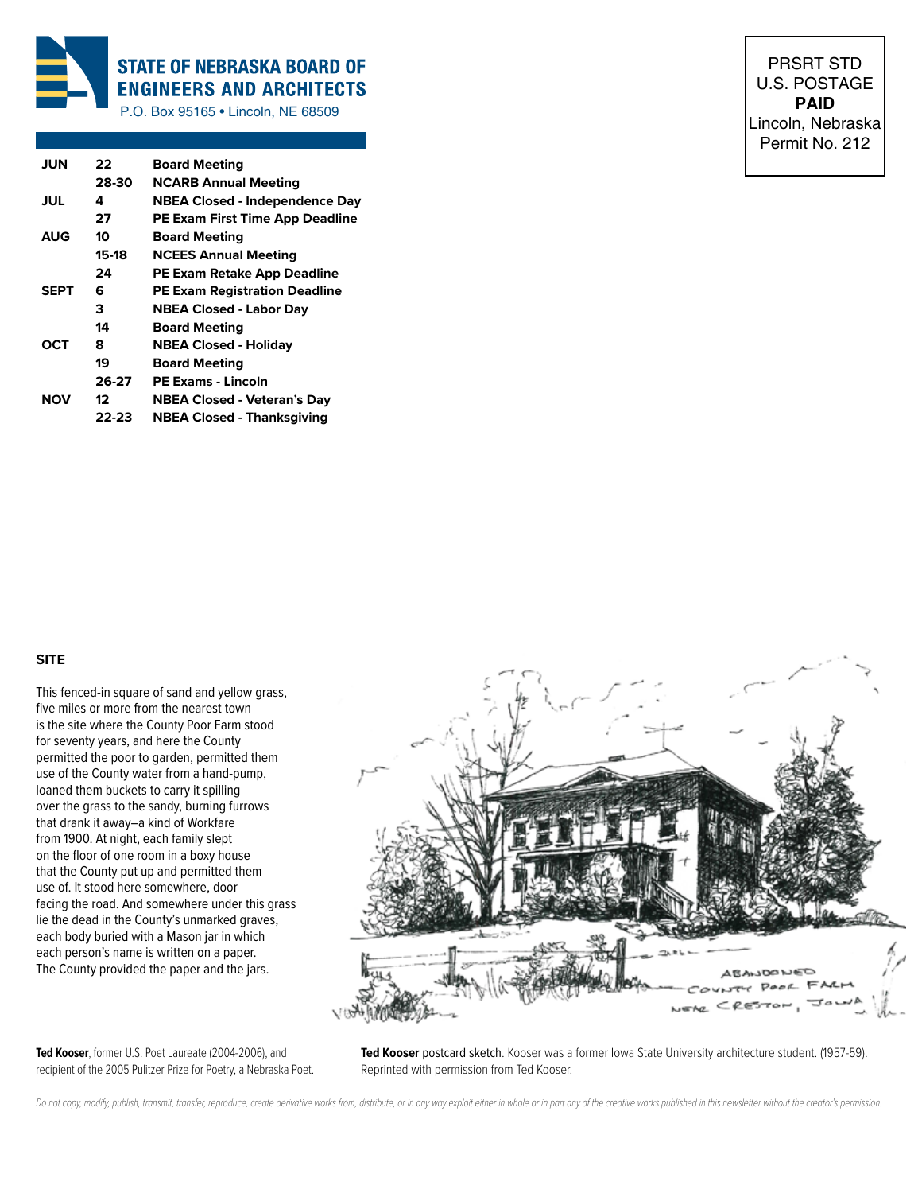**STATE OF NEBRASKA BOARD OF ENGINEERS AND ARCHITECTS**
P.O. Box 95165 • Lincoln, NE 68509

PRSRT STD
U.S. POSTAGE
**PAID**
Lincoln, Nebraska
Permit No. 212

| | | |
|---|---|---|
| **JUN** | **22** | **Board Meeting** |
| | **28-30** | **NCARB Annual Meeting** |
| **JUL** | **4** | **NBEA Closed - Independence Day** |
| | **27** | **PE Exam First Time App Deadline** |
| **AUG** | **10** | **Board Meeting** |
| | **15-18** | **NCEES Annual Meeting** |
| | **24** | **PE Exam Retake App Deadline** |
| **SEPT** | **6** | **PE Exam Registration Deadline** |
| | **3** | **NBEA Closed - Labor Day** |
| | **14** | **Board Meeting** |
| **OCT** | **8** | **NBEA Closed - Holiday** |
| | **19** | **Board Meeting** |
| | **26-27** | **PE Exams - Lincoln** |
| **NOV** | **12** | **NBEA Closed - Veteran's Day** |
| | **22-23** | **NBEA Closed - Thanksgiving** |

**SITE**

This fenced-in square of sand and yellow grass,
five miles or more from the nearest town
is the site where the County Poor Farm stood
for seventy years, and here the County
permitted the poor to garden, permitted them
use of the County water from a hand-pump,
loaned them buckets to carry it spilling
over the grass to the sandy, burning furrows
that drank it away–a kind of Workfare
from 1900. At night, each family slept
on the floor of one room in a boxy house
that the County put up and permitted them
use of. It stood here somewhere, door
facing the road. And somewhere under this grass
lie the dead in the County's unmarked graves,
each body buried with a Mason jar in which
each person's name is written on a paper.
The County provided the paper and the jars.

**Ted Kooser**, former U.S. Poet Laureate (2004-2006), and recipient of the 2005 Pulitzer Prize for Poetry, a Nebraska Poet.

ABANDONED COUNTY POOR FARM NEAR CRESTON, IOWA

**Ted Kooser** postcard sketch. Kooser was a former Iowa State University architecture student. (1957-59). Reprinted with permission from Ted Kooser.

*Do not copy, modify, publish, transmit, transfer, reproduce, create derivative works from, distribute, or in any way exploit either in whole or in part any of the creative works published in this newsletter without the creator's permission.*